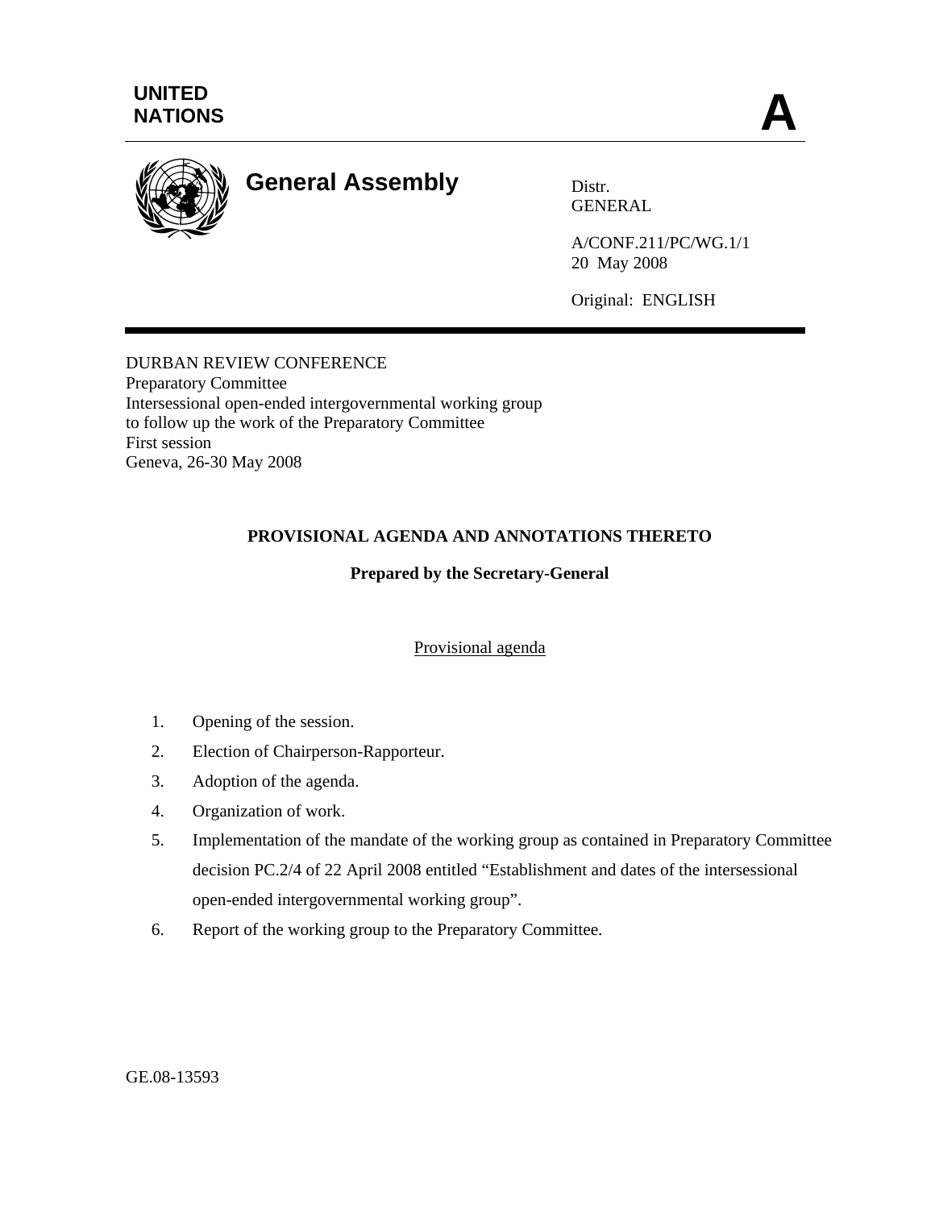UNITED NATIONS

# A

## General Assembly

Distr.
GENERAL

A/CONF.211/PC/WG.1/1
20 May 2008

Original: ENGLISH

DURBAN REVIEW CONFERENCE
Preparatory Committee
Intersessional open-ended intergovernmental working group
to follow up the work of the Preparatory Committee
First session
Geneva, 26-30 May 2008

**PROVISIONAL AGENDA AND ANNOTATIONS THERETO**

**Prepared by the Secretary-General**

Provisional agenda

1. Opening of the session.
2. Election of Chairperson-Rapporteur.
3. Adoption of the agenda.
4. Organization of work.
5. Implementation of the mandate of the working group as contained in Preparatory Committee decision PC.2/4 of 22 April 2008 entitled "Establishment and dates of the intersessional open-ended intergovernmental working group".
6. Report of the working group to the Preparatory Committee.

GE.08-13593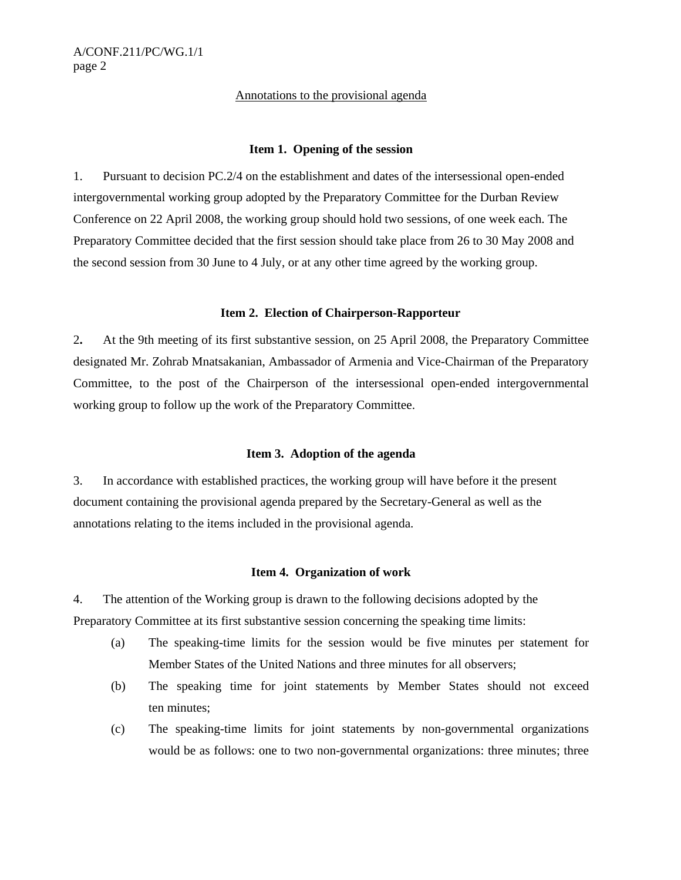Annotations to the provisional agenda

**Item 1. Opening of the session**

1. Pursuant to decision PC.2/4 on the establishment and dates of the intersessional open-ended intergovernmental working group adopted by the Preparatory Committee for the Durban Review Conference on 22 April 2008, the working group should hold two sessions, of one week each. The Preparatory Committee decided that the first session should take place from 26 to 30 May 2008 and the second session from 30 June to 4 July, or at any other time agreed by the working group.

**Item 2. Election of Chairperson-Rapporteur**

2. At the 9th meeting of its first substantive session, on 25 April 2008, the Preparatory Committee designated Mr. Zohrab Mnatsakanian, Ambassador of Armenia and Vice-Chairman of the Preparatory Committee, to the post of the Chairperson of the intersessional open-ended intergovernmental working group to follow up the work of the Preparatory Committee.

**Item 3. Adoption of the agenda**

3. In accordance with established practices, the working group will have before it the present document containing the provisional agenda prepared by the Secretary-General as well as the annotations relating to the items included in the provisional agenda.

**Item 4. Organization of work**

4. The attention of the Working group is drawn to the following decisions adopted by the Preparatory Committee at its first substantive session concerning the speaking time limits:

(a) The speaking-time limits for the session would be five minutes per statement for Member States of the United Nations and three minutes for all observers;

(b) The speaking time for joint statements by Member States should not exceed ten minutes;

(c) The speaking-time limits for joint statements by non-governmental organizations would be as follows: one to two non-governmental organizations: three minutes; three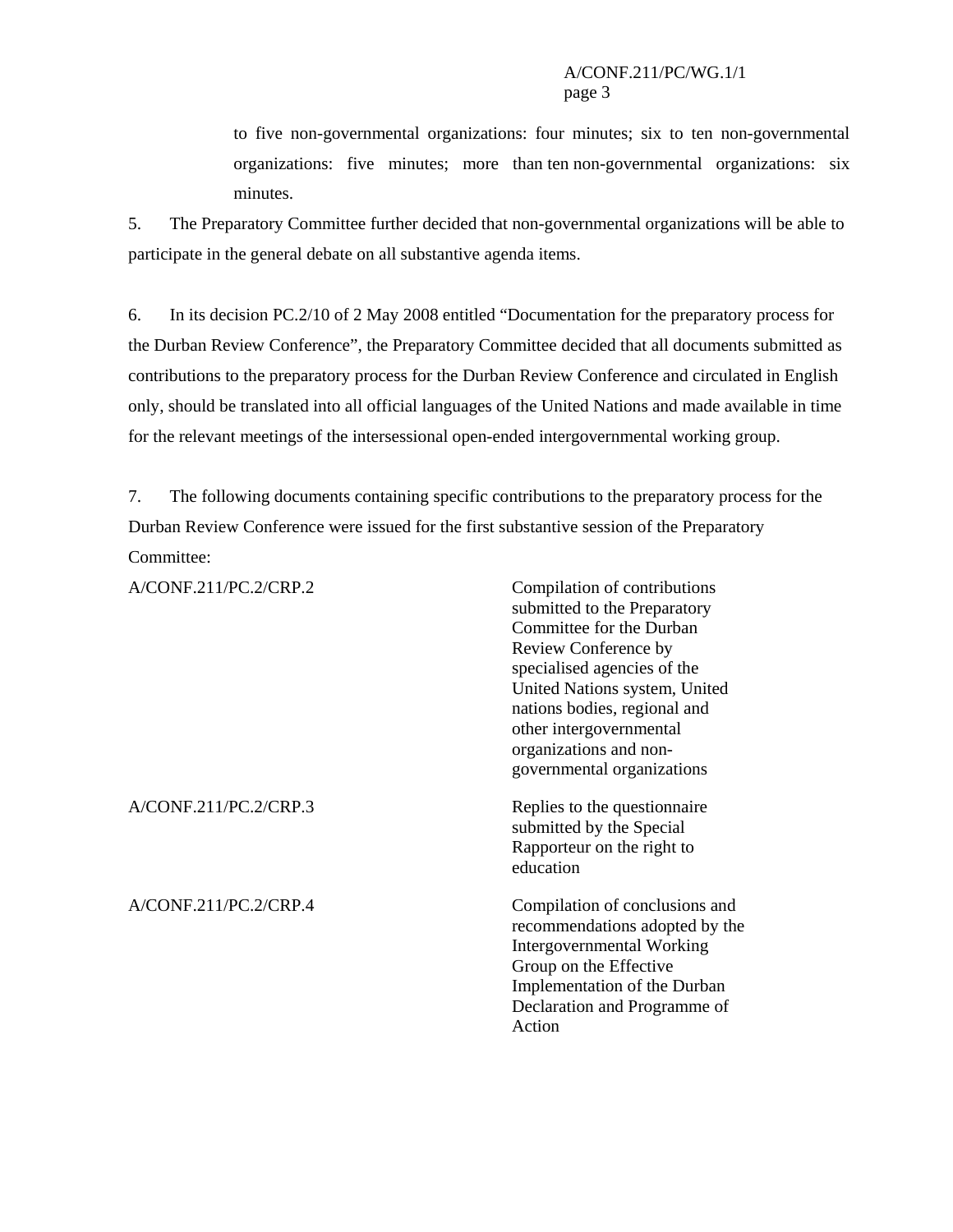to five non-governmental organizations: four minutes; six to ten non-governmental organizations: five minutes; more than ten non-governmental organizations: six minutes.

5. The Preparatory Committee further decided that non-governmental organizations will be able to participate in the general debate on all substantive agenda items.

6. In its decision PC.2/10 of 2 May 2008 entitled "Documentation for the preparatory process for the Durban Review Conference", the Preparatory Committee decided that all documents submitted as contributions to the preparatory process for the Durban Review Conference and circulated in English only, should be translated into all official languages of the United Nations and made available in time for the relevant meetings of the intersessional open-ended intergovernmental working group.

7. The following documents containing specific contributions to the preparatory process for the Durban Review Conference were issued for the first substantive session of the Preparatory Committee:

| | |
|---|---|
| A/CONF.211/PC.2/CRP.2 | Compilation of contributions submitted to the Preparatory Committee for the Durban Review Conference by specialised agencies of the United Nations system, United nations bodies, regional and other intergovernmental organizations and non-governmental organizations |
| A/CONF.211/PC.2/CRP.3 | Replies to the questionnaire submitted by the Special Rapporteur on the right to education |
| A/CONF.211/PC.2/CRP.4 | Compilation of conclusions and recommendations adopted by the Intergovernmental Working Group on the Effective Implementation of the Durban Declaration and Programme of Action |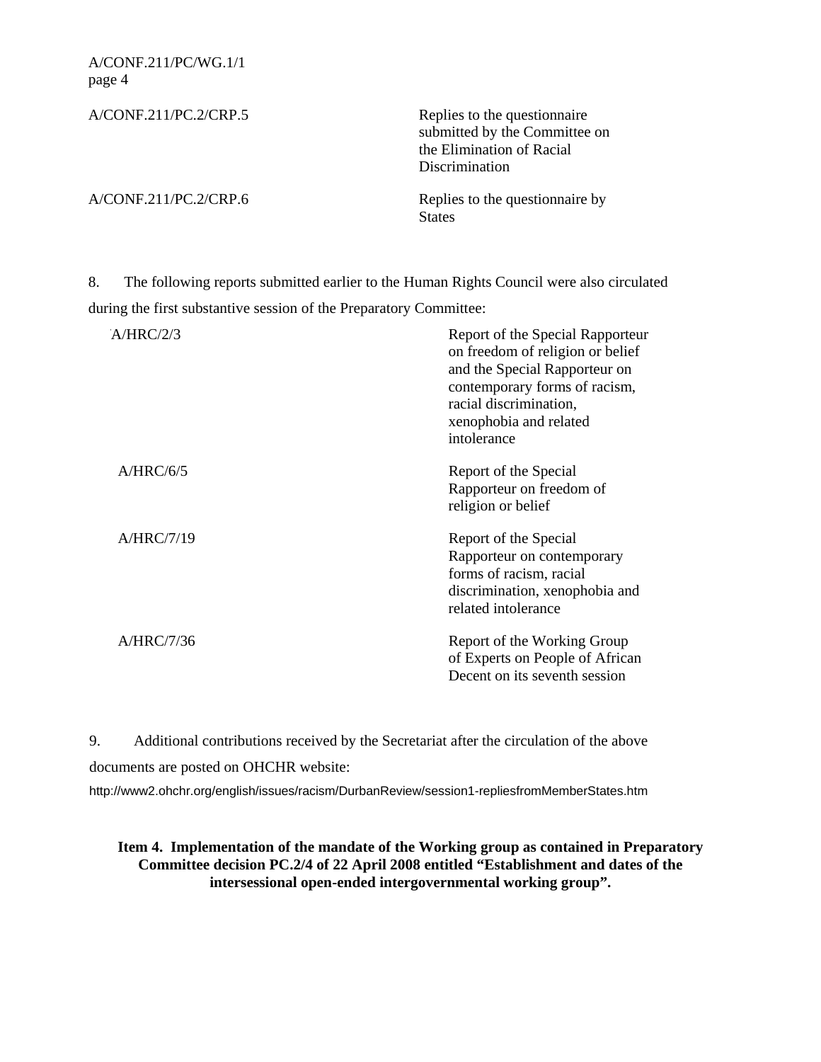| | |
|---|---|
| A/CONF.211/PC.2/CRP.5 | Replies to the questionnaire submitted by the Committee on the Elimination of Racial Discrimination |
| A/CONF.211/PC.2/CRP.6 | Replies to the questionnaire by States |

8. The following reports submitted earlier to the Human Rights Council were also circulated during the first substantive session of the Preparatory Committee:

| | |
|---|---|
| A/HRC/2/3 | Report of the Special Rapporteur on freedom of religion or belief and the Special Rapporteur on contemporary forms of racism, racial discrimination, xenophobia and related intolerance |
| A/HRC/6/5 | Report of the Special Rapporteur on freedom of religion or belief |
| A/HRC/7/19 | Report of the Special Rapporteur on contemporary forms of racism, racial discrimination, xenophobia and related intolerance |
| A/HRC/7/36 | Report of the Working Group of Experts on People of African Decent on its seventh session |

9. Additional contributions received by the Secretariat after the circulation of the above documents are posted on OHCHR website:

http://www2.ohchr.org/english/issues/racism/DurbanReview/session1-repliesfromMemberStates.htm

**Item 4. Implementation of the mandate of the Working group as contained in Preparatory Committee decision PC.2/4 of 22 April 2008 entitled "Establishment and dates of the intersessional open-ended intergovernmental working group".**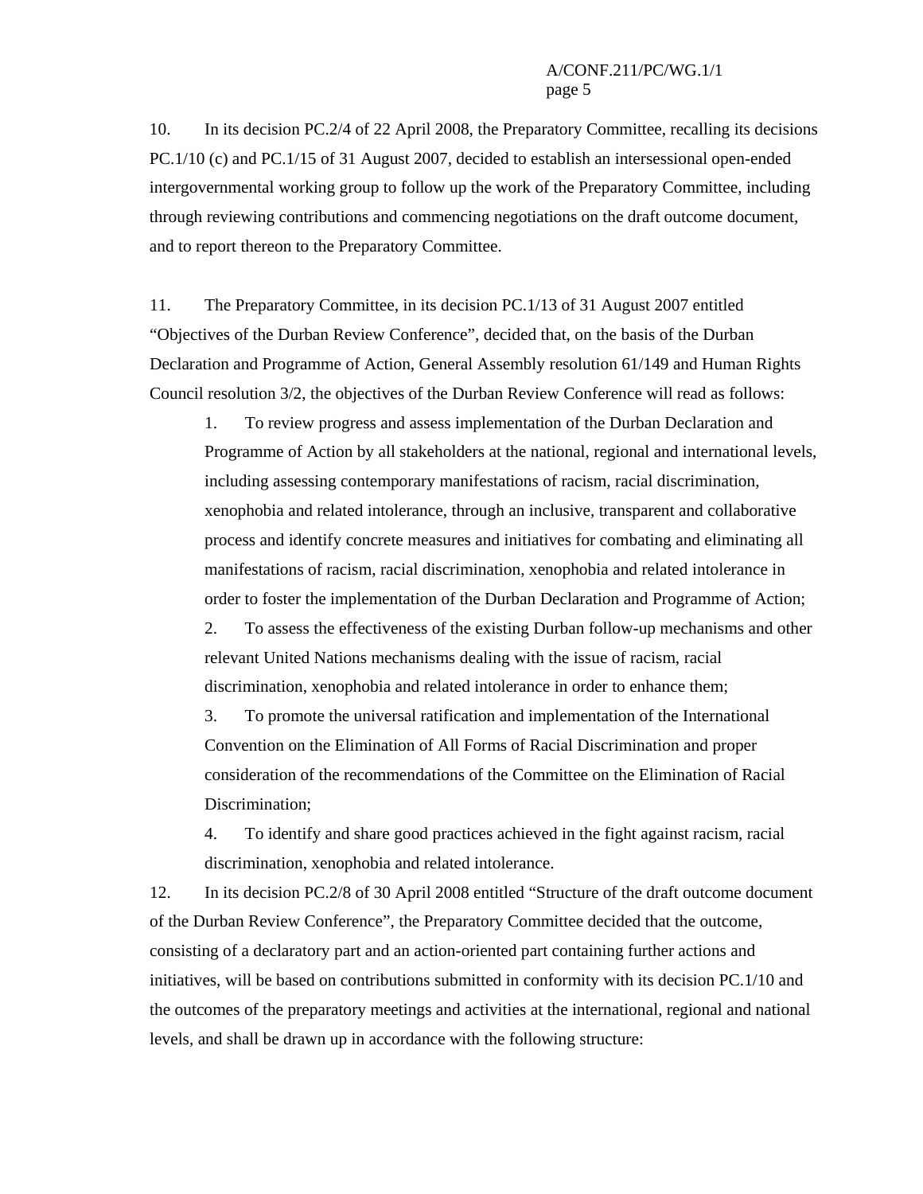10. In its decision PC.2/4 of 22 April 2008, the Preparatory Committee, recalling its decisions PC.1/10 (c) and PC.1/15 of 31 August 2007, decided to establish an intersessional open-ended intergovernmental working group to follow up the work of the Preparatory Committee, including through reviewing contributions and commencing negotiations on the draft outcome document, and to report thereon to the Preparatory Committee.

11. The Preparatory Committee, in its decision PC.1/13 of 31 August 2007 entitled "Objectives of the Durban Review Conference", decided that, on the basis of the Durban Declaration and Programme of Action, General Assembly resolution 61/149 and Human Rights Council resolution 3/2, the objectives of the Durban Review Conference will read as follows:

> 1. To review progress and assess implementation of the Durban Declaration and Programme of Action by all stakeholders at the national, regional and international levels, including assessing contemporary manifestations of racism, racial discrimination, xenophobia and related intolerance, through an inclusive, transparent and collaborative process and identify concrete measures and initiatives for combating and eliminating all manifestations of racism, racial discrimination, xenophobia and related intolerance in order to foster the implementation of the Durban Declaration and Programme of Action;
> 2. To assess the effectiveness of the existing Durban follow-up mechanisms and other relevant United Nations mechanisms dealing with the issue of racism, racial discrimination, xenophobia and related intolerance in order to enhance them;
> 3. To promote the universal ratification and implementation of the International Convention on the Elimination of All Forms of Racial Discrimination and proper consideration of the recommendations of the Committee on the Elimination of Racial Discrimination;
> 4. To identify and share good practices achieved in the fight against racism, racial discrimination, xenophobia and related intolerance.

12. In its decision PC.2/8 of 30 April 2008 entitled "Structure of the draft outcome document of the Durban Review Conference", the Preparatory Committee decided that the outcome, consisting of a declaratory part and an action-oriented part containing further actions and initiatives, will be based on contributions submitted in conformity with its decision PC.1/10 and the outcomes of the preparatory meetings and activities at the international, regional and national levels, and shall be drawn up in accordance with the following structure: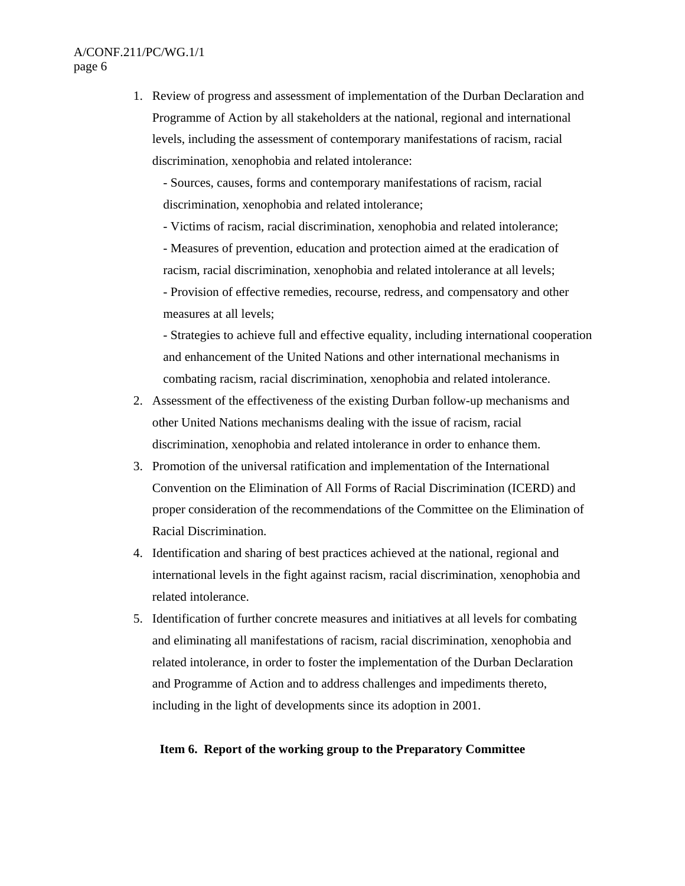1. Review of progress and assessment of implementation of the Durban Declaration and Programme of Action by all stakeholders at the national, regional and international levels, including the assessment of contemporary manifestations of racism, racial discrimination, xenophobia and related intolerance:

   - Sources, causes, forms and contemporary manifestations of racism, racial discrimination, xenophobia and related intolerance;
   - Victims of racism, racial discrimination, xenophobia and related intolerance;
   - Measures of prevention, education and protection aimed at the eradication of racism, racial discrimination, xenophobia and related intolerance at all levels;
   - Provision of effective remedies, recourse, redress, and compensatory and other measures at all levels;
   - Strategies to achieve full and effective equality, including international cooperation and enhancement of the United Nations and other international mechanisms in combating racism, racial discrimination, xenophobia and related intolerance.

2. Assessment of the effectiveness of the existing Durban follow-up mechanisms and other United Nations mechanisms dealing with the issue of racism, racial discrimination, xenophobia and related intolerance in order to enhance them.

3. Promotion of the universal ratification and implementation of the International Convention on the Elimination of All Forms of Racial Discrimination (ICERD) and proper consideration of the recommendations of the Committee on the Elimination of Racial Discrimination.

4. Identification and sharing of best practices achieved at the national, regional and international levels in the fight against racism, racial discrimination, xenophobia and related intolerance.

5. Identification of further concrete measures and initiatives at all levels for combating and eliminating all manifestations of racism, racial discrimination, xenophobia and related intolerance, in order to foster the implementation of the Durban Declaration and Programme of Action and to address challenges and impediments thereto, including in the light of developments since its adoption in 2001.

**Item 6. Report of the working group to the Preparatory Committee**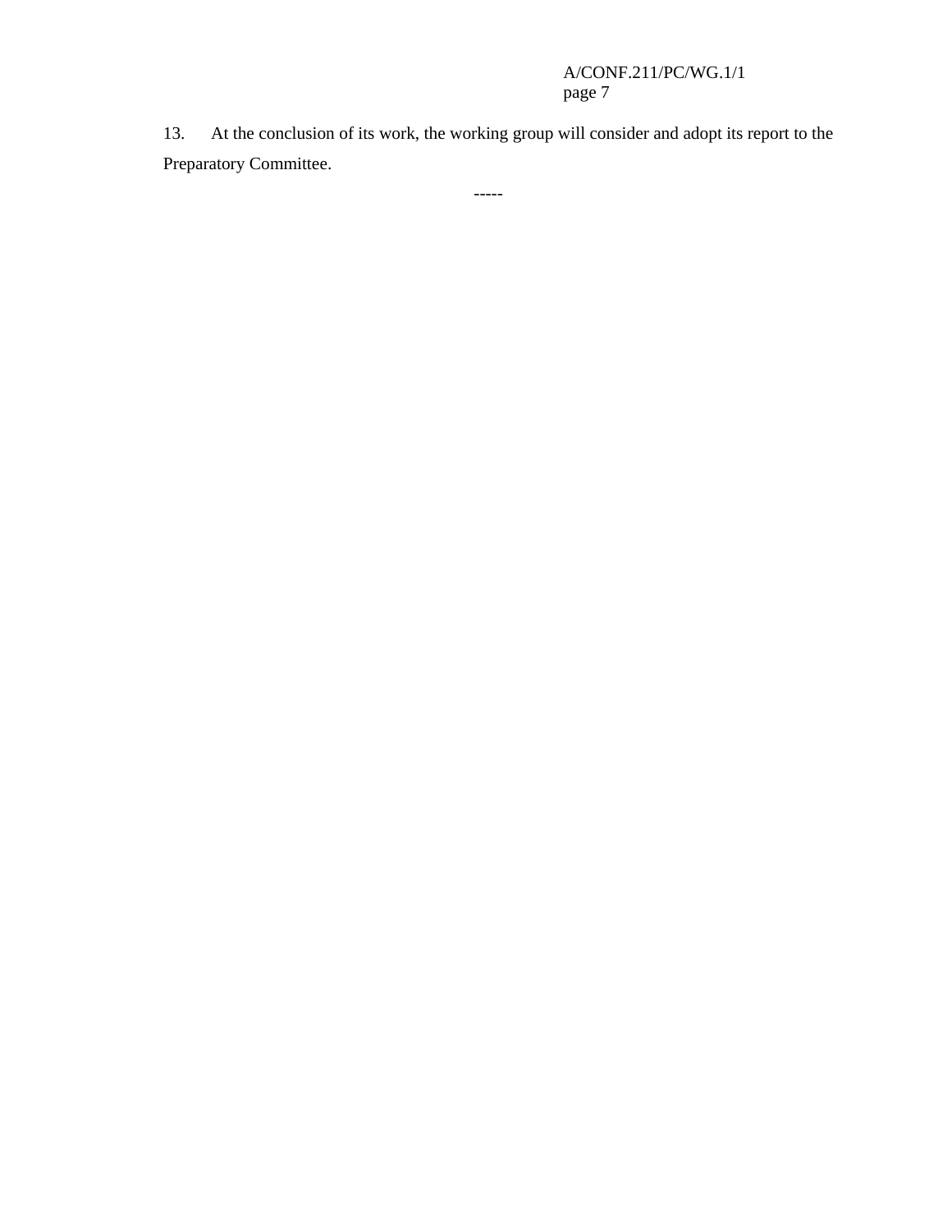13. At the conclusion of its work, the working group will consider and adopt its report to the Preparatory Committee.

-----